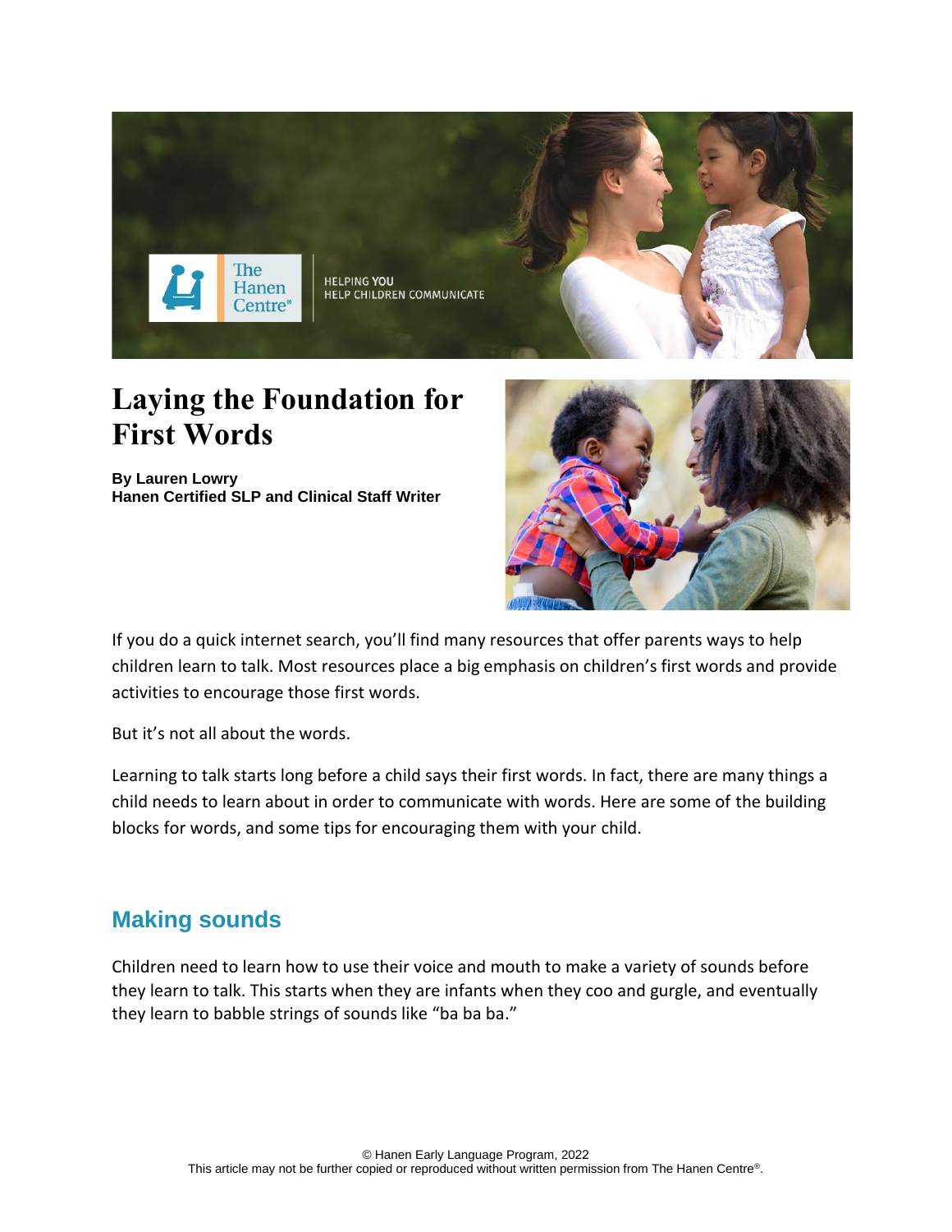# Laying the Foundation for First Words

**By Lauren Lowry**
**Hanen Certified SLP and Clinical Staff Writer**

If you do a quick internet search, you'll find many resources that offer parents ways to help children learn to talk. Most resources place a big emphasis on children's first words and provide activities to encourage those first words.

But it's not all about the words.

Learning to talk starts long before a child says their first words. In fact, there are many things a child needs to learn about in order to communicate with words. Here are some of the building blocks for words, and some tips for encouraging them with your child.

## Making sounds

Children need to learn how to use their voice and mouth to make a variety of sounds before they learn to talk. This starts when they are infants when they coo and gurgle, and eventually they learn to babble strings of sounds like "ba ba ba."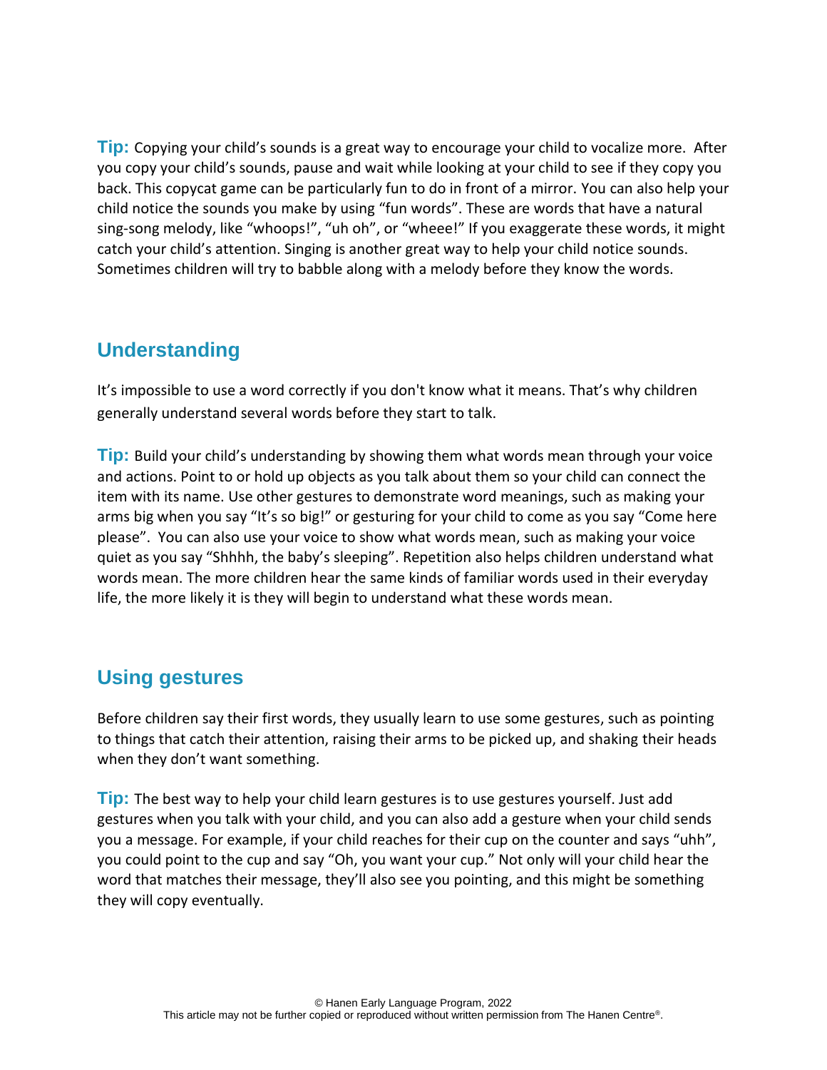**Tip:** Copying your child's sounds is a great way to encourage your child to vocalize more. After you copy your child's sounds, pause and wait while looking at your child to see if they copy you back. This copycat game can be particularly fun to do in front of a mirror. You can also help your child notice the sounds you make by using "fun words". These are words that have a natural sing-song melody, like "whoops!", "uh oh", or "wheee!" If you exaggerate these words, it might catch your child's attention. Singing is another great way to help your child notice sounds. Sometimes children will try to babble along with a melody before they know the words.

## Understanding

It's impossible to use a word correctly if you don't know what it means. That's why children generally understand several words before they start to talk.

**Tip:** Build your child's understanding by showing them what words mean through your voice and actions. Point to or hold up objects as you talk about them so your child can connect the item with its name. Use other gestures to demonstrate word meanings, such as making your arms big when you say "It's so big!" or gesturing for your child to come as you say "Come here please". You can also use your voice to show what words mean, such as making your voice quiet as you say "Shhhh, the baby's sleeping". Repetition also helps children understand what words mean. The more children hear the same kinds of familiar words used in their everyday life, the more likely it is they will begin to understand what these words mean.

## Using gestures

Before children say their first words, they usually learn to use some gestures, such as pointing to things that catch their attention, raising their arms to be picked up, and shaking their heads when they don't want something.

**Tip:** The best way to help your child learn gestures is to use gestures yourself. Just add gestures when you talk with your child, and you can also add a gesture when your child sends you a message. For example, if your child reaches for their cup on the counter and says "uhh", you could point to the cup and say "Oh, you want your cup." Not only will your child hear the word that matches their message, they'll also see you pointing, and this might be something they will copy eventually.

© Hanen Early Language Program, 2022
This article may not be further copied or reproduced without written permission from The Hanen Centre®.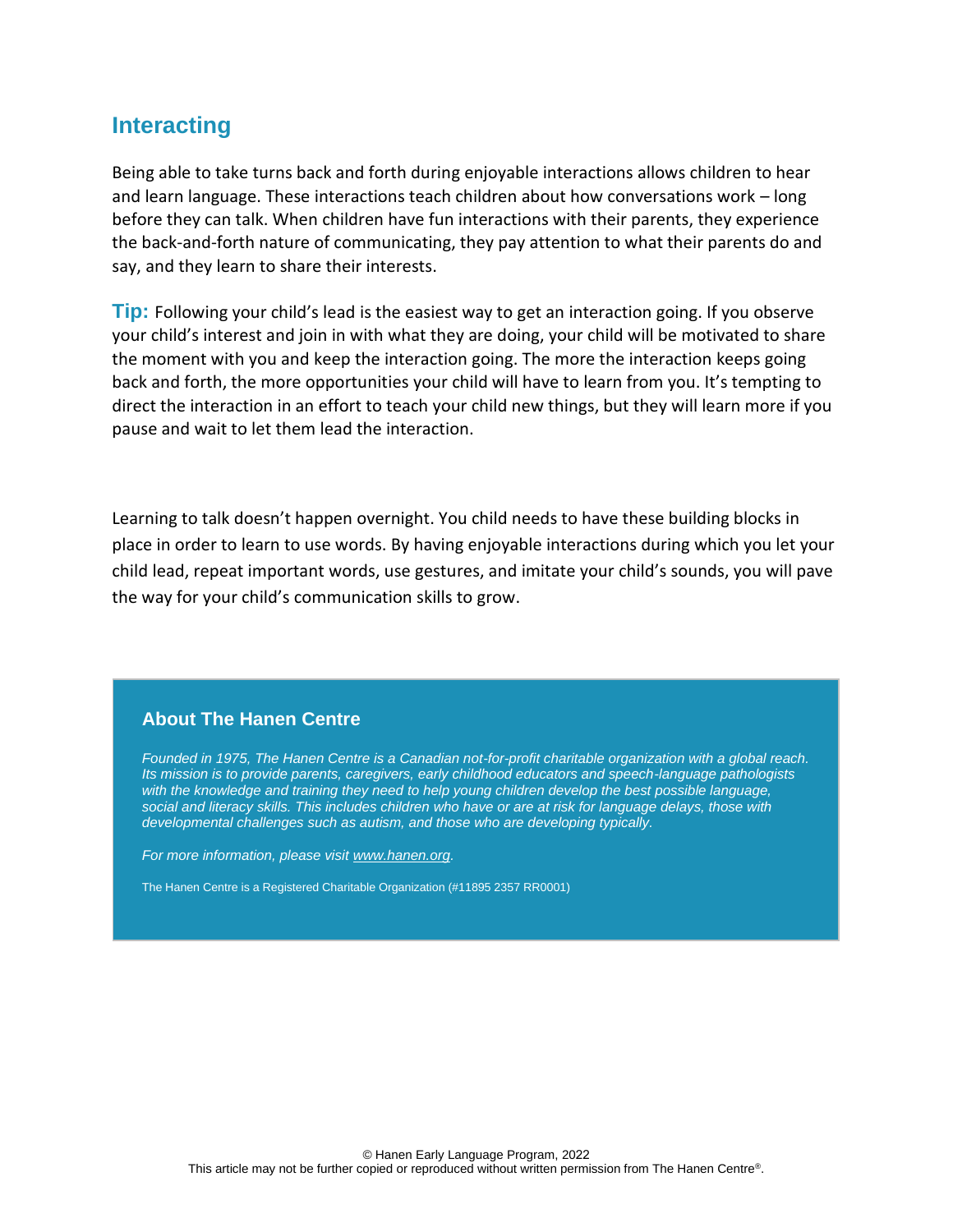## Interacting

Being able to take turns back and forth during enjoyable interactions allows children to hear and learn language. These interactions teach children about how conversations work – long before they can talk. When children have fun interactions with their parents, they experience the back-and-forth nature of communicating, they pay attention to what their parents do and say, and they learn to share their interests.

**Tip:** Following your child's lead is the easiest way to get an interaction going. If you observe your child's interest and join in with what they are doing, your child will be motivated to share the moment with you and keep the interaction going. The more the interaction keeps going back and forth, the more opportunities your child will have to learn from you. It's tempting to direct the interaction in an effort to teach your child new things, but they will learn more if you pause and wait to let them lead the interaction.

Learning to talk doesn't happen overnight. You child needs to have these building blocks in place in order to learn to use words. By having enjoyable interactions during which you let your child lead, repeat important words, use gestures, and imitate your child's sounds, you will pave the way for your child's communication skills to grow.

### About The Hanen Centre

*Founded in 1975, The Hanen Centre is a Canadian not-for-profit charitable organization with a global reach. Its mission is to provide parents, caregivers, early childhood educators and speech-language pathologists with the knowledge and training they need to help young children develop the best possible language, social and literacy skills. This includes children who have or are at risk for language delays, those with developmental challenges such as autism, and those who are developing typically.*

*For more information, please visit www.hanen.org.*

The Hanen Centre is a Registered Charitable Organization (#11895 2357 RR0001)

© Hanen Early Language Program, 2022
This article may not be further copied or reproduced without written permission from The Hanen Centre®.